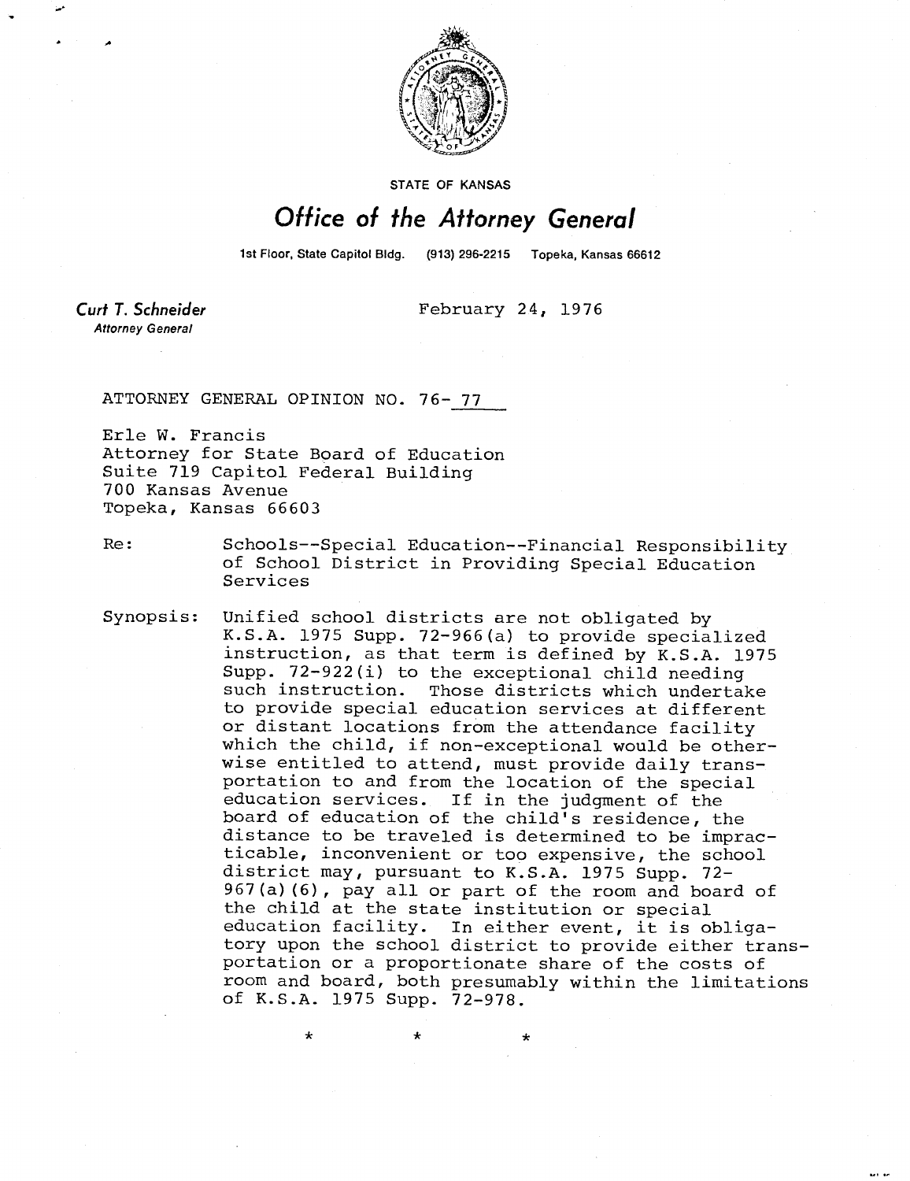STATE OF KANSAS

# Office of the Attorney General

1st Floor, State Capitol Bldg. (913) 296-2215 Topeka, Kansas 66612

**Curt T. Schneider**
*Attorney General*

February 24, 1976

ATTORNEY GENERAL OPINION NO. 76- 77

Erle W. Francis
Attorney for State Board of Education
Suite 719 Capitol Federal Building
700 Kansas Avenue
Topeka, Kansas 66603

Re: Schools--Special Education--Financial Responsibility of School District in Providing Special Education Services

Synopsis: Unified school districts are not obligated by K.S.A. 1975 Supp. 72-966(a) to provide specialized instruction, as that term is defined by K.S.A. 1975 Supp. 72-922(i) to the exceptional child needing such instruction. Those districts which undertake to provide special education services at different or distant locations from the attendance facility which the child, if non-exceptional would be otherwise entitled to attend, must provide daily transportation to and from the location of the special education services. If in the judgment of the board of education of the child's residence, the distance to be traveled is determined to be impracticable, inconvenient or too expensive, the school district may, pursuant to K.S.A. 1975 Supp. 72-967(a)(6), pay all or part of the room and board of the child at the state institution or special education facility. In either event, it is obligatory upon the school district to provide either transportation or a proportionate share of the costs of room and board, both presumably within the limitations of K.S.A. 1975 Supp. 72-978.

\* \* \*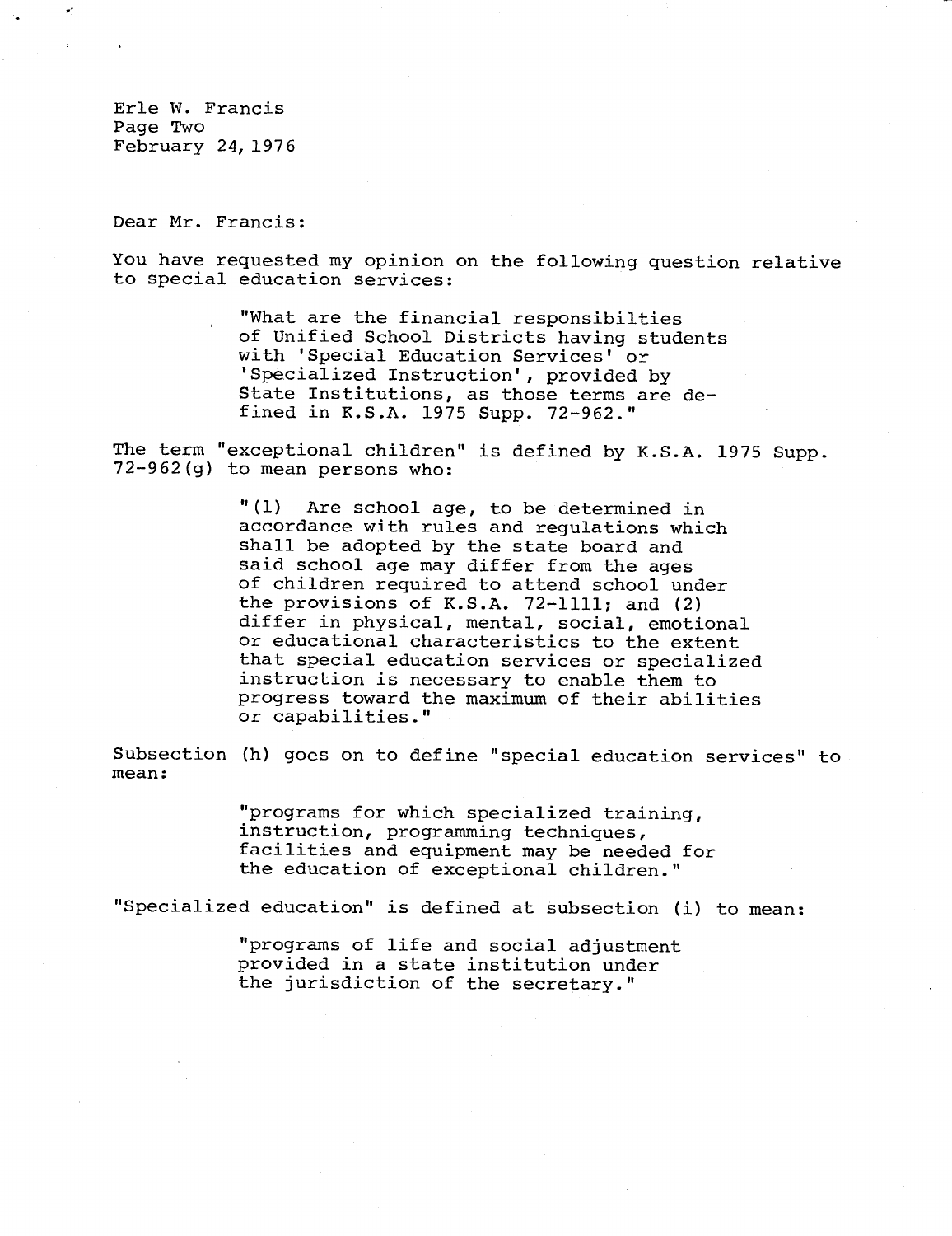Dear Mr. Francis:

You have requested my opinion on the following question relative to special education services:

> "What are the financial responsibilties of Unified School Districts having students with 'Special Education Services' or 'Specialized Instruction', provided by State Institutions, as those terms are defined in K.S.A. 1975 Supp. 72-962."

The term "exceptional children" is defined by K.S.A. 1975 Supp. 72-962(g) to mean persons who:

> "(1) Are school age, to be determined in accordance with rules and regulations which shall be adopted by the state board and said school age may differ from the ages of children required to attend school under the provisions of K.S.A. 72-1111; and (2) differ in physical, mental, social, emotional or educational characteristics to the extent that special education services or specialized instruction is necessary to enable them to progress toward the maximum of their abilities or capabilities."

Subsection (h) goes on to define "special education services" to mean:

> "programs for which specialized training, instruction, programming techniques, facilities and equipment may be needed for the education of exceptional children."

"Specialized education" is defined at subsection (i) to mean:

> "programs of life and social adjustment provided in a state institution under the jurisdiction of the secretary."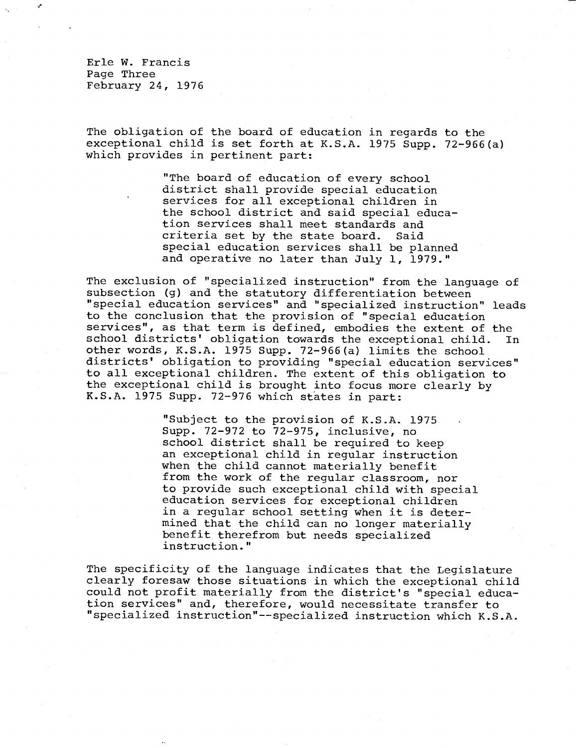Erle W. Francis
Page Three
February 24, 1976

The obligation of the board of education in regards to the exceptional child is set forth at K.S.A. 1975 Supp. 72-966(a) which provides in pertinent part:

> "The board of education of every school district shall provide special education services for all exceptional children in the school district and said special education services shall meet standards and criteria set by the state board. Said special education services shall be planned and operative no later than July 1, 1979."

The exclusion of "specialized instruction" from the language of subsection (g) and the statutory differentiation between "special education services" and "specialized instruction" leads to the conclusion that the provision of "special education services", as that term is defined, embodies the extent of the school districts' obligation towards the exceptional child. In other words, K.S.A. 1975 Supp. 72-966(a) limits the school districts' obligation to providing "special education services" to all exceptional children. The extent of this obligation to the exceptional child is brought into focus more clearly by K.S.A. 1975 Supp. 72-976 which states in part:

> "Subject to the provision of K.S.A. 1975 Supp. 72-972 to 72-975, inclusive, no school district shall be required to keep an exceptional child in regular instruction when the child cannot materially benefit from the work of the regular classroom, nor to provide such exceptional child with special education services for exceptional children in a regular school setting when it is determined that the child can no longer materially benefit therefrom but needs specialized instruction."

The specificity of the language indicates that the Legislature clearly foresaw those situations in which the exceptional child could not profit materially from the district's "special education services" and, therefore, would necessitate transfer to "specialized instruction"--specialized instruction which K.S.A.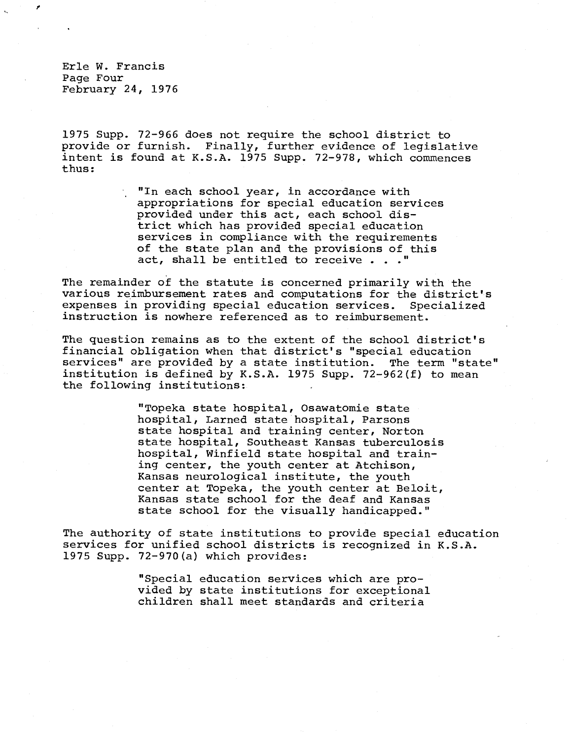1975 Supp. 72-966 does not require the school district to provide or furnish. Finally, further evidence of legislative intent is found at K.S.A. 1975 Supp. 72-978, which commences thus:

> "In each school year, in accordance with appropriations for special education services provided under this act, each school district which has provided special education services in compliance with the requirements of the state plan and the provisions of this act, shall be entitled to receive . . ."

The remainder of the statute is concerned primarily with the various reimbursement rates and computations for the district's expenses in providing special education services. Specialized instruction is nowhere referenced as to reimbursement.

The question remains as to the extent of the school district's financial obligation when that district's "special education services" are provided by a state institution. The term "state" institution is defined by K.S.A. 1975 Supp. 72-962(f) to mean the following institutions:

> "Topeka state hospital, Osawatomie state hospital, Larned state hospital, Parsons state hospital and training center, Norton state hospital, Southeast Kansas tuberculosis hospital, Winfield state hospital and training center, the youth center at Atchison, Kansas neurological institute, the youth center at Topeka, the youth center at Beloit, Kansas state school for the deaf and Kansas state school for the visually handicapped."

The authority of state institutions to provide special education services for unified school districts is recognized in K.S.A. 1975 Supp. 72-970(a) which provides:

> "Special education services which are provided by state institutions for exceptional children shall meet standards and criteria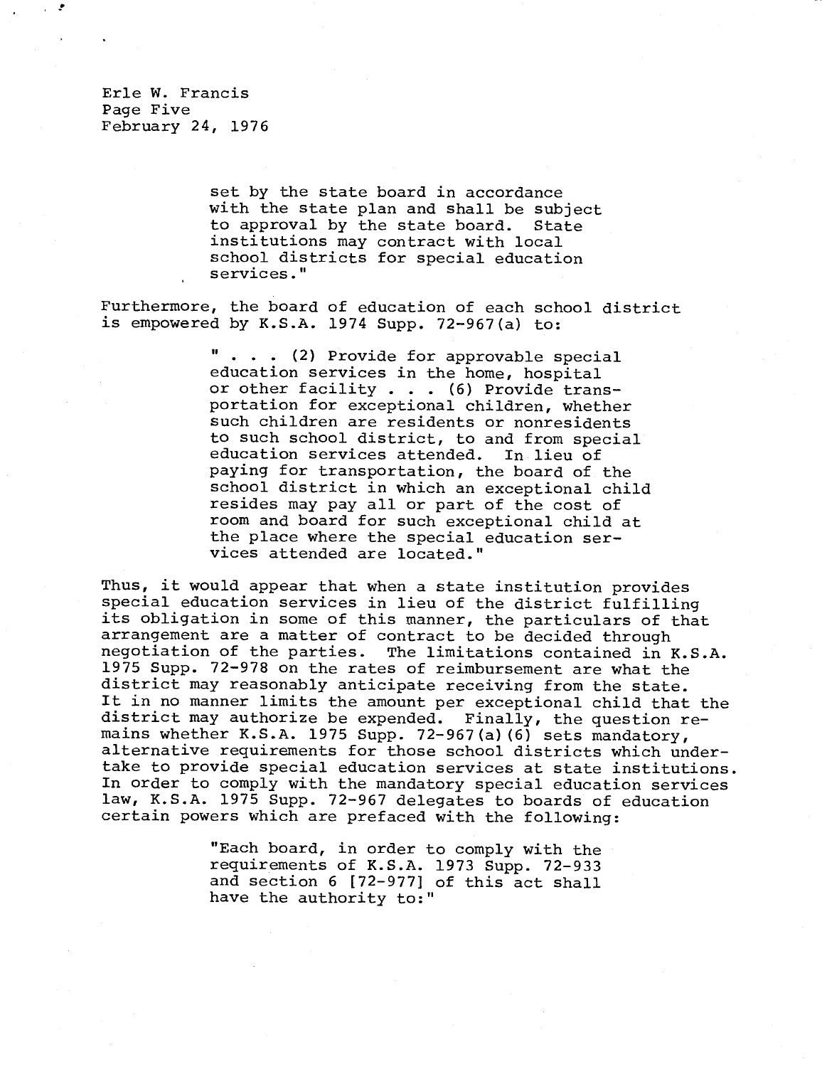> set by the state board in accordance with the state plan and shall be subject to approval by the state board. State institutions may contract with local school districts for special education services."

Furthermore, the board of education of each school district is empowered by K.S.A. 1974 Supp. 72-967(a) to:

> " . . . (2) Provide for approvable special education services in the home, hospital or other facility . . . (6) Provide transportation for exceptional children, whether such children are residents or nonresidents to such school district, to and from special education services attended. In lieu of paying for transportation, the board of the school district in which an exceptional child resides may pay all or part of the cost of room and board for such exceptional child at the place where the special education services attended are located."

Thus, it would appear that when a state institution provides special education services in lieu of the district fulfilling its obligation in some of this manner, the particulars of that arrangement are a matter of contract to be decided through negotiation of the parties. The limitations contained in K.S.A. 1975 Supp. 72-978 on the rates of reimbursement are what the district may reasonably anticipate receiving from the state. It in no manner limits the amount per exceptional child that the district may authorize be expended. Finally, the question remains whether K.S.A. 1975 Supp. 72-967(a)(6) sets mandatory, alternative requirements for those school districts which undertake to provide special education services at state institutions. In order to comply with the mandatory special education services law, K.S.A. 1975 Supp. 72-967 delegates to boards of education certain powers which are prefaced with the following:

> "Each board, in order to comply with the requirements of K.S.A. 1973 Supp. 72-933 and section 6 [72-977] of this act shall have the authority to:"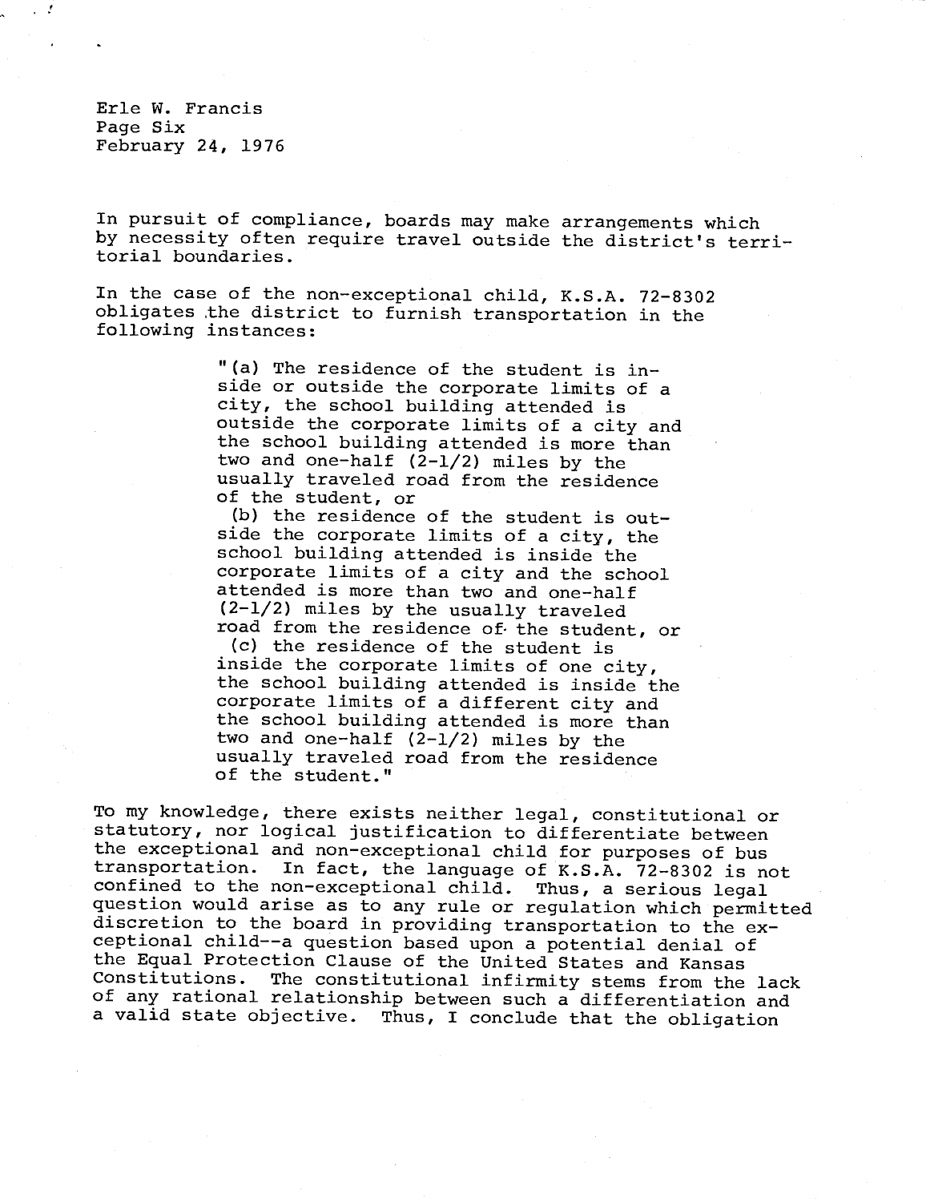Erle W. Francis
Page Six
February 24, 1976

In pursuit of compliance, boards may make arrangements which by necessity often require travel outside the district's territorial boundaries.

In the case of the non-exceptional child, K.S.A. 72-8302 obligates the district to furnish transportation in the following instances:

> "(a) The residence of the student is inside or outside the corporate limits of a city, the school building attended is outside the corporate limits of a city and the school building attended is more than two and one-half (2-1/2) miles by the usually traveled road from the residence of the student, or
> (b) the residence of the student is outside the corporate limits of a city, the school building attended is inside the corporate limits of a city and the school attended is more than two and one-half (2-1/2) miles by the usually traveled road from the residence of the student, or
> (c) the residence of the student is inside the corporate limits of one city, the school building attended is inside the corporate limits of a different city and the school building attended is more than two and one-half (2-1/2) miles by the usually traveled road from the residence of the student."

To my knowledge, there exists neither legal, constitutional or statutory, nor logical justification to differentiate between the exceptional and non-exceptional child for purposes of bus transportation. In fact, the language of K.S.A. 72-8302 is not confined to the non-exceptional child. Thus, a serious legal question would arise as to any rule or regulation which permitted discretion to the board in providing transportation to the exceptional child--a question based upon a potential denial of the Equal Protection Clause of the United States and Kansas Constitutions. The constitutional infirmity stems from the lack of any rational relationship between such a differentiation and a valid state objective. Thus, I conclude that the obligation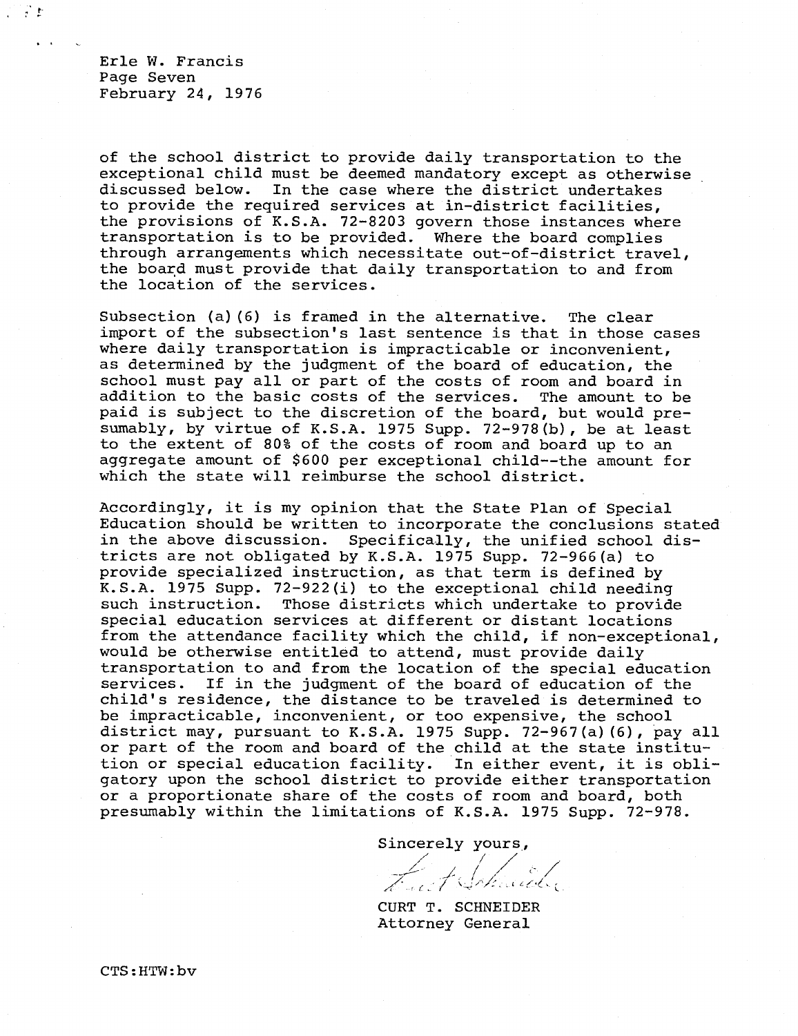of the school district to provide daily transportation to the exceptional child must be deemed mandatory except as otherwise discussed below. In the case where the district undertakes to provide the required services at in-district facilities, the provisions of K.S.A. 72-8203 govern those instances where transportation is to be provided. Where the board complies through arrangements which necessitate out-of-district travel, the board must provide that daily transportation to and from the location of the services.

Subsection (a)(6) is framed in the alternative. The clear import of the subsection's last sentence is that in those cases where daily transportation is impracticable or inconvenient, as determined by the judgment of the board of education, the school must pay all or part of the costs of room and board in addition to the basic costs of the services. The amount to be paid is subject to the discretion of the board, but would presumably, by virtue of K.S.A. 1975 Supp. 72-978(b), be at least to the extent of 80% of the costs of room and board up to an aggregate amount of $600 per exceptional child--the amount for which the state will reimburse the school district.

Accordingly, it is my opinion that the State Plan of Special Education should be written to incorporate the conclusions stated in the above discussion. Specifically, the unified school districts are not obligated by K.S.A. 1975 Supp. 72-966(a) to provide specialized instruction, as that term is defined by K.S.A. 1975 Supp. 72-922(i) to the exceptional child needing such instruction. Those districts which undertake to provide special education services at different or distant locations from the attendance facility which the child, if non-exceptional, would be otherwise entitled to attend, must provide daily transportation to and from the location of the special education services. If in the judgment of the board of education of the child's residence, the distance to be traveled is determined to be impracticable, inconvenient, or too expensive, the school district may, pursuant to K.S.A. 1975 Supp. 72-967(a)(6), pay all or part of the room and board of the child at the state institution or special education facility. In either event, it is obligatory upon the school district to provide either transportation or a proportionate share of the costs of room and board, both presumably within the limitations of K.S.A. 1975 Supp. 72-978.

Sincerely yours,

CURT T. SCHNEIDER
Attorney General

CTS:HTW:bv